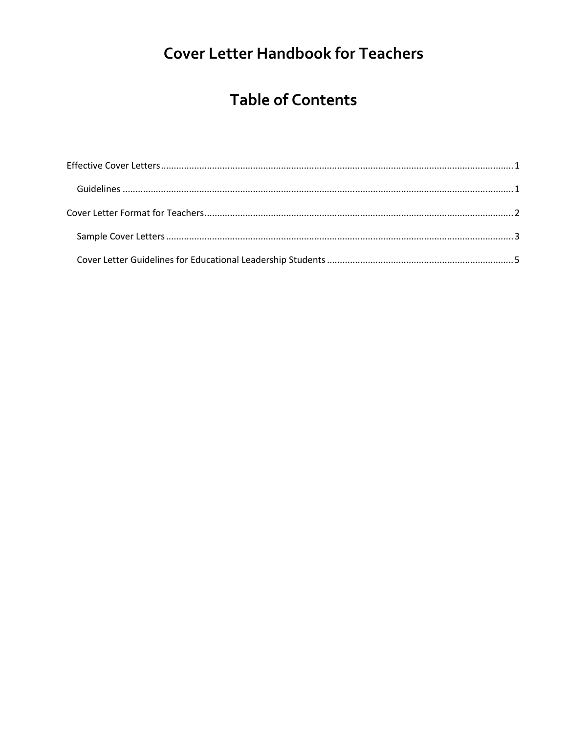# Cover Letter Handbook for Teachers

## Table of Contents

Effective Cover Letters .......... 1

- Guidelines .......... 1

Cover Letter Format for Teachers .......... 2

- Sample Cover Letters .......... 3
- Cover Letter Guidelines for Educational Leadership Students .......... 5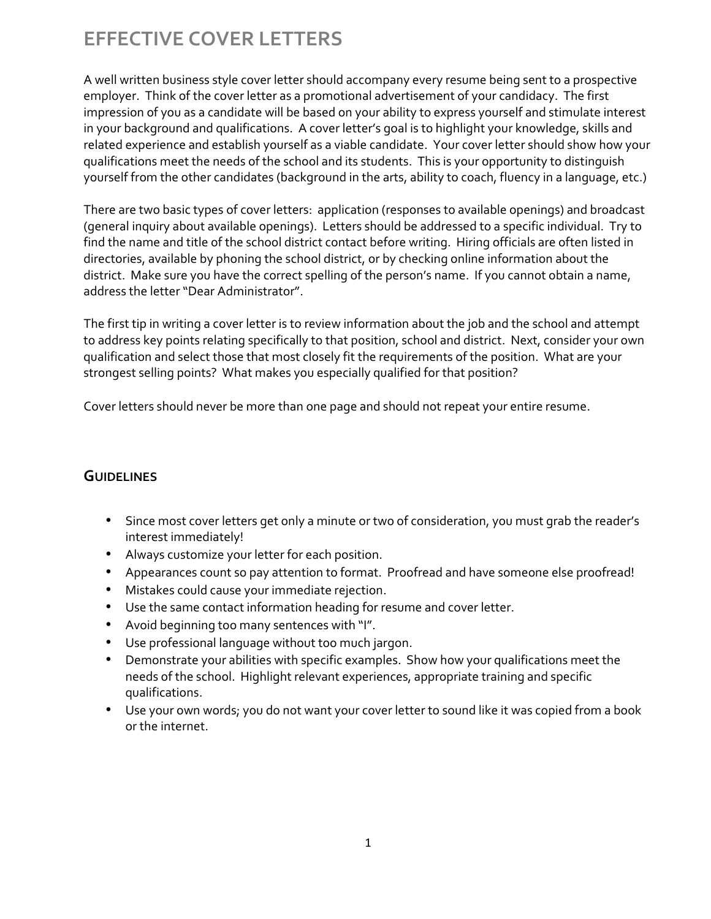# EFFECTIVE COVER LETTERS

A well written business style cover letter should accompany every resume being sent to a prospective employer. Think of the cover letter as a promotional advertisement of your candidacy. The first impression of you as a candidate will be based on your ability to express yourself and stimulate interest in your background and qualifications. A cover letter's goal is to highlight your knowledge, skills and related experience and establish yourself as a viable candidate. Your cover letter should show how your qualifications meet the needs of the school and its students. This is your opportunity to distinguish yourself from the other candidates (background in the arts, ability to coach, fluency in a language, etc.)

There are two basic types of cover letters: application (responses to available openings) and broadcast (general inquiry about available openings). Letters should be addressed to a specific individual. Try to find the name and title of the school district contact before writing. Hiring officials are often listed in directories, available by phoning the school district, or by checking online information about the district. Make sure you have the correct spelling of the person's name. If you cannot obtain a name, address the letter "Dear Administrator".

The first tip in writing a cover letter is to review information about the job and the school and attempt to address key points relating specifically to that position, school and district. Next, consider your own qualification and select those that most closely fit the requirements of the position. What are your strongest selling points? What makes you especially qualified for that position?

Cover letters should never be more than one page and should not repeat your entire resume.

## GUIDELINES

- Since most cover letters get only a minute or two of consideration, you must grab the reader's interest immediately!
- Always customize your letter for each position.
- Appearances count so pay attention to format. Proofread and have someone else proofread!
- Mistakes could cause your immediate rejection.
- Use the same contact information heading for resume and cover letter.
- Avoid beginning too many sentences with "I".
- Use professional language without too much jargon.
- Demonstrate your abilities with specific examples. Show how your qualifications meet the needs of the school. Highlight relevant experiences, appropriate training and specific qualifications.
- Use your own words; you do not want your cover letter to sound like it was copied from a book or the internet.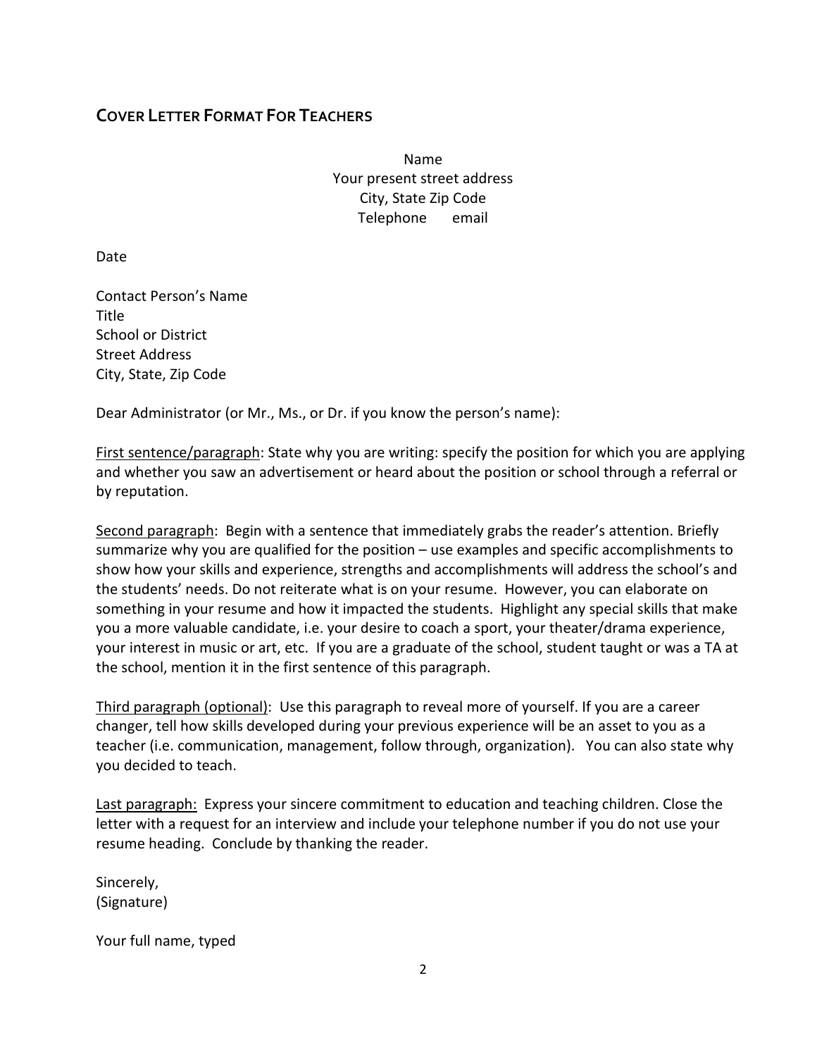## COVER LETTER FORMAT FOR TEACHERS

Name
Your present street address
City, State Zip Code
Telephone email

Date

Contact Person's Name
Title
School or District
Street Address
City, State, Zip Code

Dear Administrator (or Mr., Ms., or Dr. if you know the person's name):

First sentence/paragraph: State why you are writing: specify the position for which you are applying and whether you saw an advertisement or heard about the position or school through a referral or by reputation.

Second paragraph: Begin with a sentence that immediately grabs the reader's attention. Briefly summarize why you are qualified for the position – use examples and specific accomplishments to show how your skills and experience, strengths and accomplishments will address the school's and the students' needs. Do not reiterate what is on your resume. However, you can elaborate on something in your resume and how it impacted the students. Highlight any special skills that make you a more valuable candidate, i.e. your desire to coach a sport, your theater/drama experience, your interest in music or art, etc. If you are a graduate of the school, student taught or was a TA at the school, mention it in the first sentence of this paragraph.

Third paragraph (optional): Use this paragraph to reveal more of yourself. If you are a career changer, tell how skills developed during your previous experience will be an asset to you as a teacher (i.e. communication, management, follow through, organization). You can also state why you decided to teach.

Last paragraph: Express your sincere commitment to education and teaching children. Close the letter with a request for an interview and include your telephone number if you do not use your resume heading. Conclude by thanking the reader.

Sincerely,
(Signature)

Your full name, typed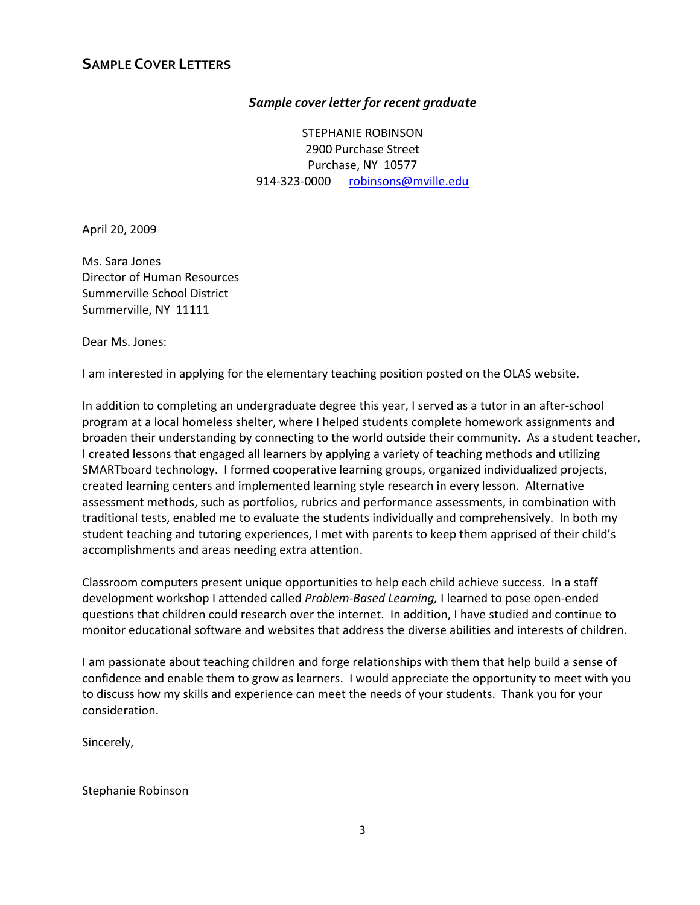## SAMPLE COVER LETTERS

### *Sample cover letter for recent graduate*

STEPHANIE ROBINSON
2900 Purchase Street
Purchase, NY 10577
914-323-0000 robinsons@mville.edu

April 20, 2009

Ms. Sara Jones
Director of Human Resources
Summerville School District
Summerville, NY 11111

Dear Ms. Jones:

I am interested in applying for the elementary teaching position posted on the OLAS website.

In addition to completing an undergraduate degree this year, I served as a tutor in an after-school program at a local homeless shelter, where I helped students complete homework assignments and broaden their understanding by connecting to the world outside their community. As a student teacher, I created lessons that engaged all learners by applying a variety of teaching methods and utilizing SMARTboard technology. I formed cooperative learning groups, organized individualized projects, created learning centers and implemented learning style research in every lesson. Alternative assessment methods, such as portfolios, rubrics and performance assessments, in combination with traditional tests, enabled me to evaluate the students individually and comprehensively. In both my student teaching and tutoring experiences, I met with parents to keep them apprised of their child's accomplishments and areas needing extra attention.

Classroom computers present unique opportunities to help each child achieve success. In a staff development workshop I attended called *Problem-Based Learning,* I learned to pose open-ended questions that children could research over the internet. In addition, I have studied and continue to monitor educational software and websites that address the diverse abilities and interests of children.

I am passionate about teaching children and forge relationships with them that help build a sense of confidence and enable them to grow as learners. I would appreciate the opportunity to meet with you to discuss how my skills and experience can meet the needs of your students. Thank you for your consideration.

Sincerely,

Stephanie Robinson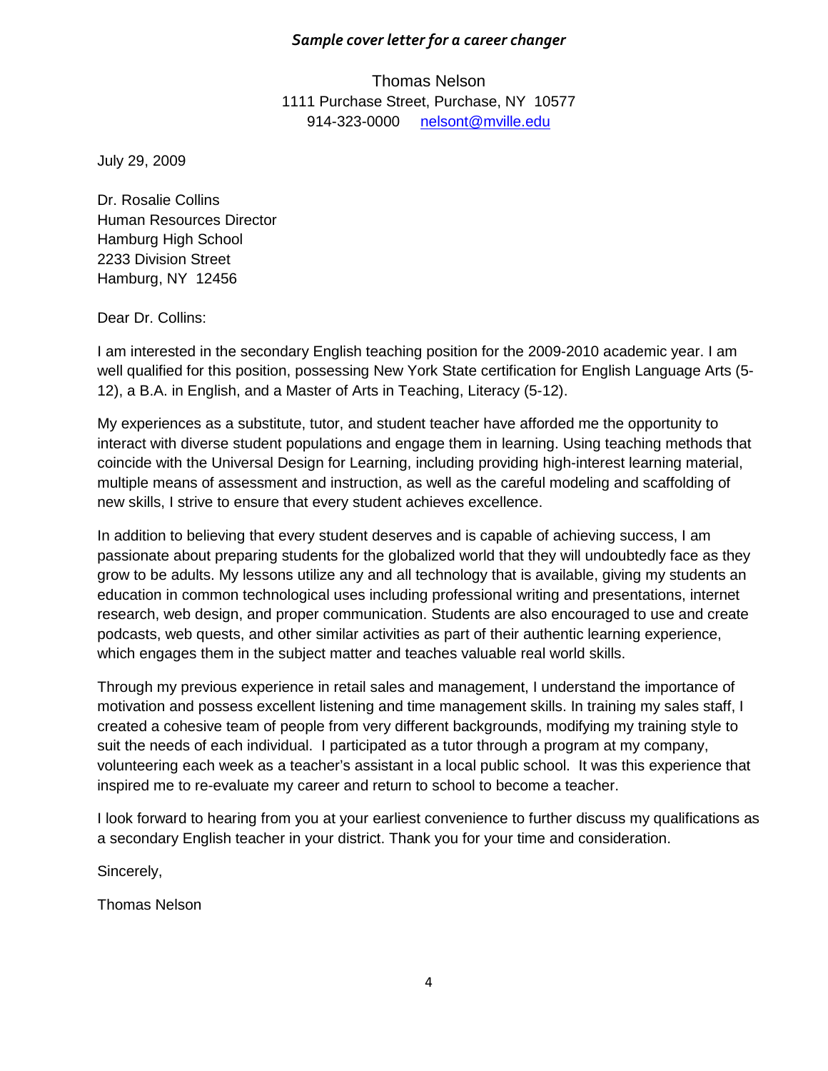### *Sample cover letter for a career changer*

Thomas Nelson
1111 Purchase Street, Purchase, NY 10577
914-323-0000 nelsont@mville.edu

July 29, 2009

Dr. Rosalie Collins
Human Resources Director
Hamburg High School
2233 Division Street
Hamburg, NY 12456

Dear Dr. Collins:

I am interested in the secondary English teaching position for the 2009-2010 academic year. I am well qualified for this position, possessing New York State certification for English Language Arts (5-12), a B.A. in English, and a Master of Arts in Teaching, Literacy (5-12).

My experiences as a substitute, tutor, and student teacher have afforded me the opportunity to interact with diverse student populations and engage them in learning. Using teaching methods that coincide with the Universal Design for Learning, including providing high-interest learning material, multiple means of assessment and instruction, as well as the careful modeling and scaffolding of new skills, I strive to ensure that every student achieves excellence.

In addition to believing that every student deserves and is capable of achieving success, I am passionate about preparing students for the globalized world that they will undoubtedly face as they grow to be adults. My lessons utilize any and all technology that is available, giving my students an education in common technological uses including professional writing and presentations, internet research, web design, and proper communication. Students are also encouraged to use and create podcasts, web quests, and other similar activities as part of their authentic learning experience, which engages them in the subject matter and teaches valuable real world skills.

Through my previous experience in retail sales and management, I understand the importance of motivation and possess excellent listening and time management skills. In training my sales staff, I created a cohesive team of people from very different backgrounds, modifying my training style to suit the needs of each individual. I participated as a tutor through a program at my company, volunteering each week as a teacher's assistant in a local public school. It was this experience that inspired me to re-evaluate my career and return to school to become a teacher.

I look forward to hearing from you at your earliest convenience to further discuss my qualifications as a secondary English teacher in your district. Thank you for your time and consideration.

Sincerely,

Thomas Nelson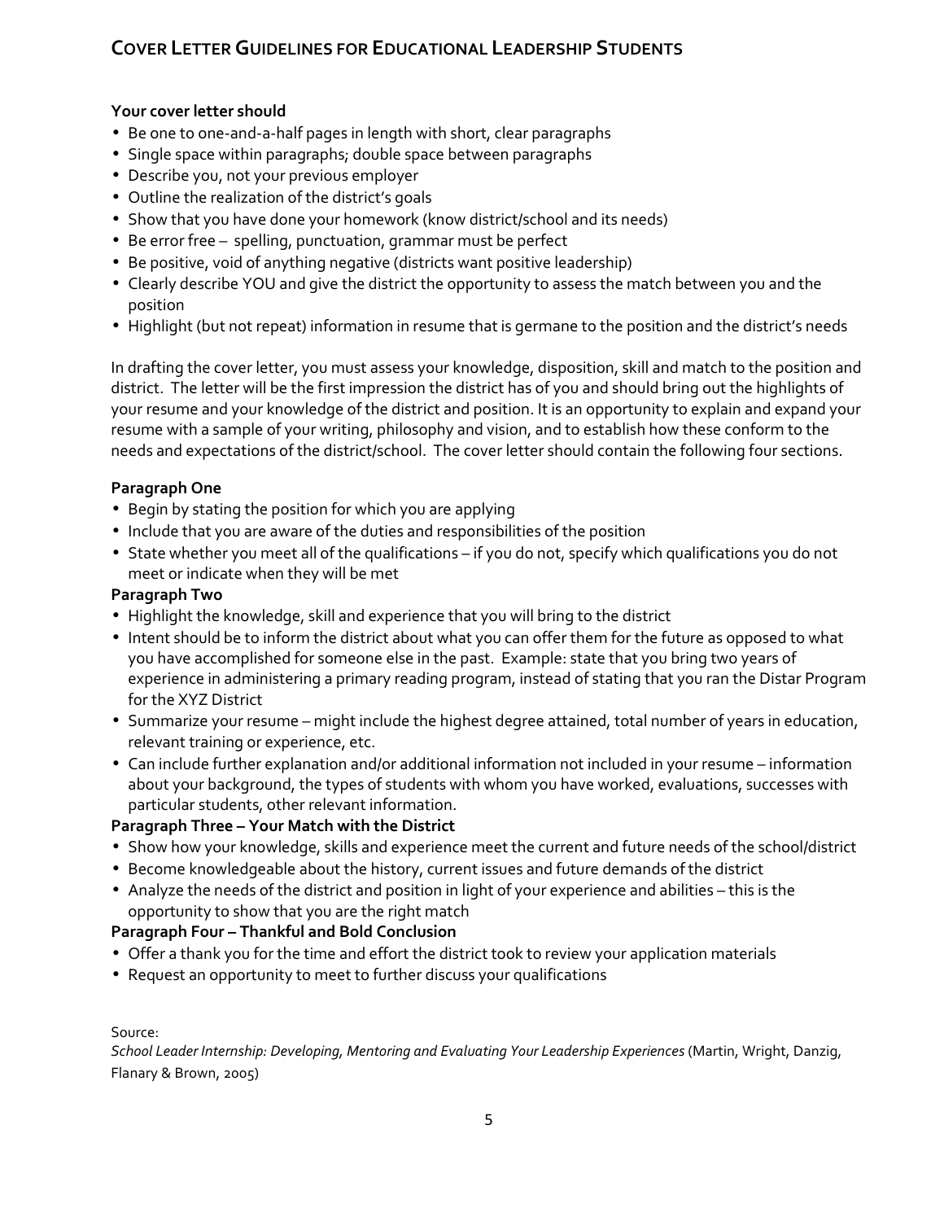# Cover Letter Guidelines for Educational Leadership Students

**Your cover letter should**

- Be one to one-and-a-half pages in length with short, clear paragraphs
- Single space within paragraphs; double space between paragraphs
- Describe you, not your previous employer
- Outline the realization of the district's goals
- Show that you have done your homework (know district/school and its needs)
- Be error free – spelling, punctuation, grammar must be perfect
- Be positive, void of anything negative (districts want positive leadership)
- Clearly describe YOU and give the district the opportunity to assess the match between you and the position
- Highlight (but not repeat) information in resume that is germane to the position and the district's needs

In drafting the cover letter, you must assess your knowledge, disposition, skill and match to the position and district. The letter will be the first impression the district has of you and should bring out the highlights of your resume and your knowledge of the district and position. It is an opportunity to explain and expand your resume with a sample of your writing, philosophy and vision, and to establish how these conform to the needs and expectations of the district/school. The cover letter should contain the following four sections.

**Paragraph One**

- Begin by stating the position for which you are applying
- Include that you are aware of the duties and responsibilities of the position
- State whether you meet all of the qualifications – if you do not, specify which qualifications you do not meet or indicate when they will be met

**Paragraph Two**

- Highlight the knowledge, skill and experience that you will bring to the district
- Intent should be to inform the district about what you can offer them for the future as opposed to what you have accomplished for someone else in the past. Example: state that you bring two years of experience in administering a primary reading program, instead of stating that you ran the Distar Program for the XYZ District
- Summarize your resume – might include the highest degree attained, total number of years in education, relevant training or experience, etc.
- Can include further explanation and/or additional information not included in your resume – information about your background, the types of students with whom you have worked, evaluations, successes with particular students, other relevant information.

**Paragraph Three – Your Match with the District**

- Show how your knowledge, skills and experience meet the current and future needs of the school/district
- Become knowledgeable about the history, current issues and future demands of the district
- Analyze the needs of the district and position in light of your experience and abilities – this is the opportunity to show that you are the right match

**Paragraph Four – Thankful and Bold Conclusion**

- Offer a thank you for the time and effort the district took to review your application materials
- Request an opportunity to meet to further discuss your qualifications

Source:
*School Leader Internship: Developing, Mentoring and Evaluating Your Leadership Experiences* (Martin, Wright, Danzig, Flanary & Brown, 2005)